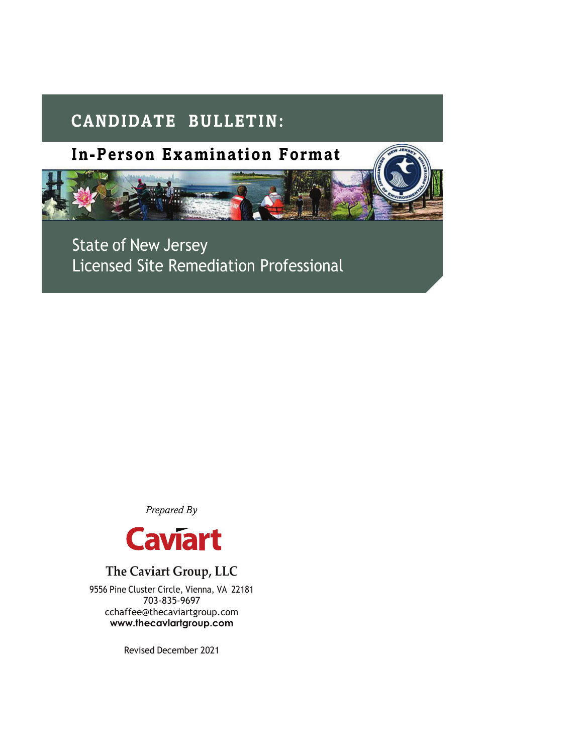# CANDIDATE BULLETIN:

## In-Person Examination Format

State of New Jersey
Licensed Site Remediation Professional

*Prepared By*

Caviart

**The Caviart Group, LLC**

9556 Pine Cluster Circle, Vienna, VA 22181
703-835-9697
cchaffee@thecaviartgroup.com
**www.thecaviartgroup.com**

Revised December 2021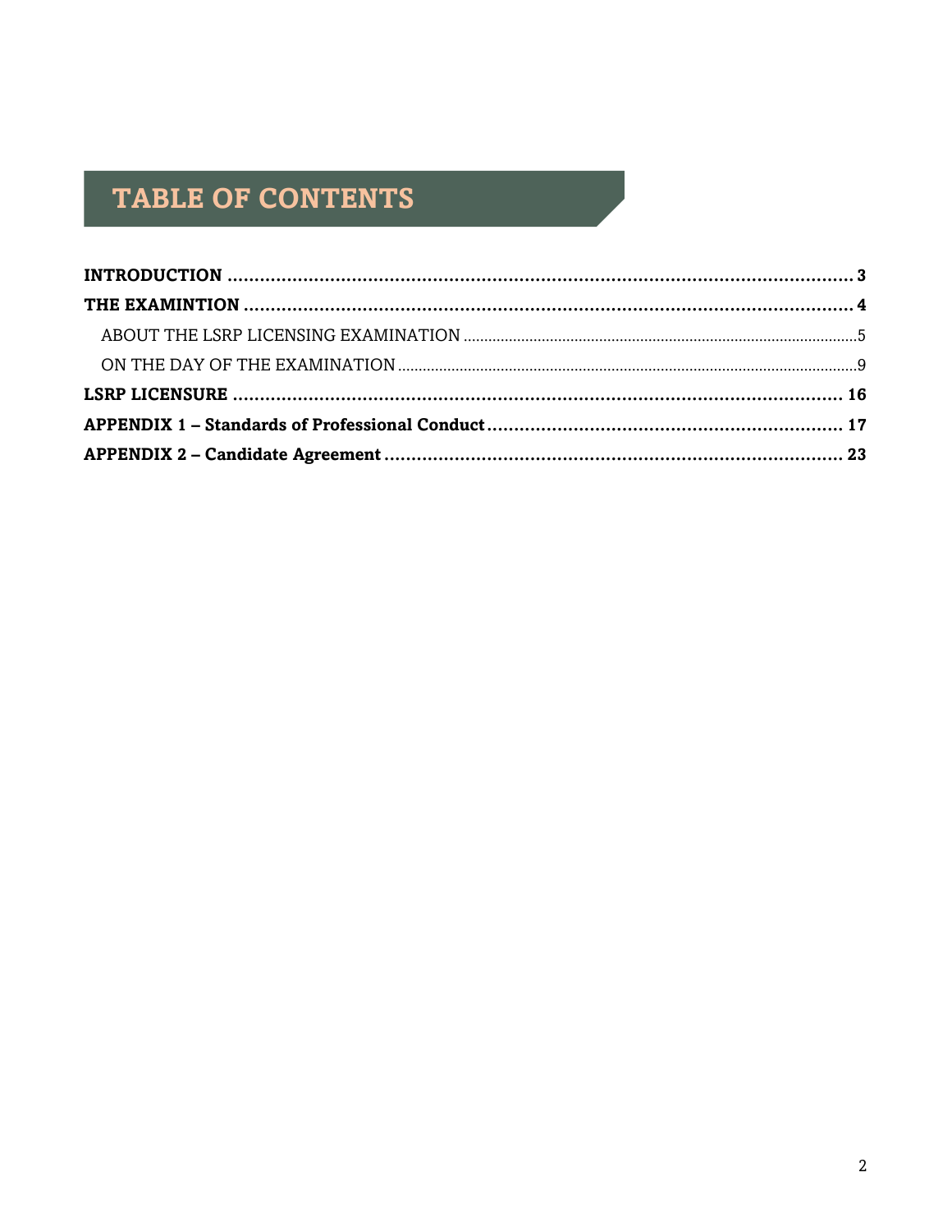# TABLE OF CONTENTS

**INTRODUCTION** .......... **3**

**THE EXAMINTION** .......... **4**

ABOUT THE LSRP LICENSING EXAMINATION .......... 5

ON THE DAY OF THE EXAMINATION .......... 9

**LSRP LICENSURE** .......... **16**

**APPENDIX 1 – Standards of Professional Conduct** .......... **17**

**APPENDIX 2 – Candidate Agreement** .......... **23**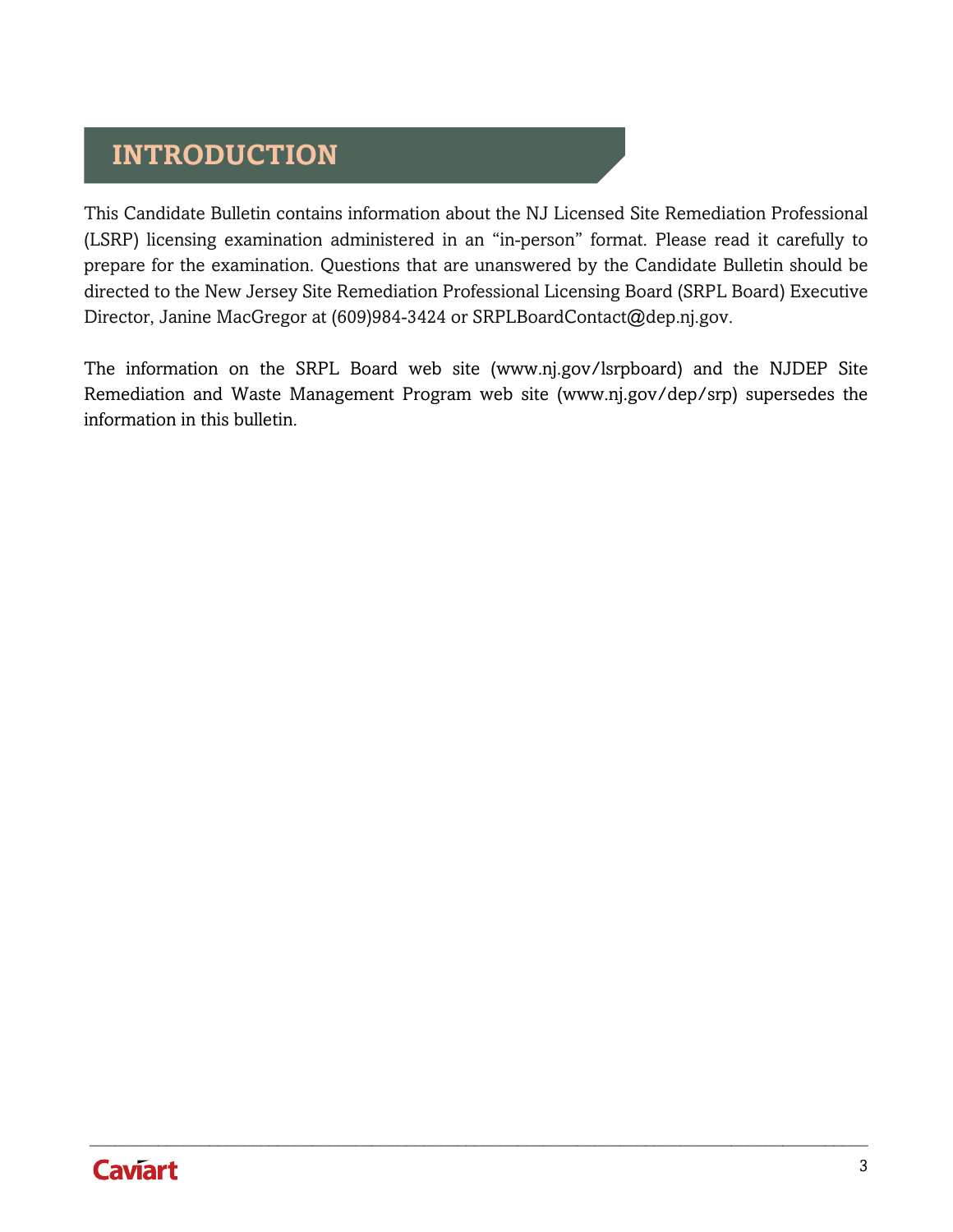# INTRODUCTION

This Candidate Bulletin contains information about the NJ Licensed Site Remediation Professional (LSRP) licensing examination administered in an "in-person" format. Please read it carefully to prepare for the examination. Questions that are unanswered by the Candidate Bulletin should be directed to the New Jersey Site Remediation Professional Licensing Board (SRPL Board) Executive Director, Janine MacGregor at (609)984-3424 or SRPLBoardContact@dep.nj.gov.

The information on the SRPL Board web site (www.nj.gov/lsrpboard) and the NJDEP Site Remediation and Waste Management Program web site (www.nj.gov/dep/srp) supersedes the information in this bulletin.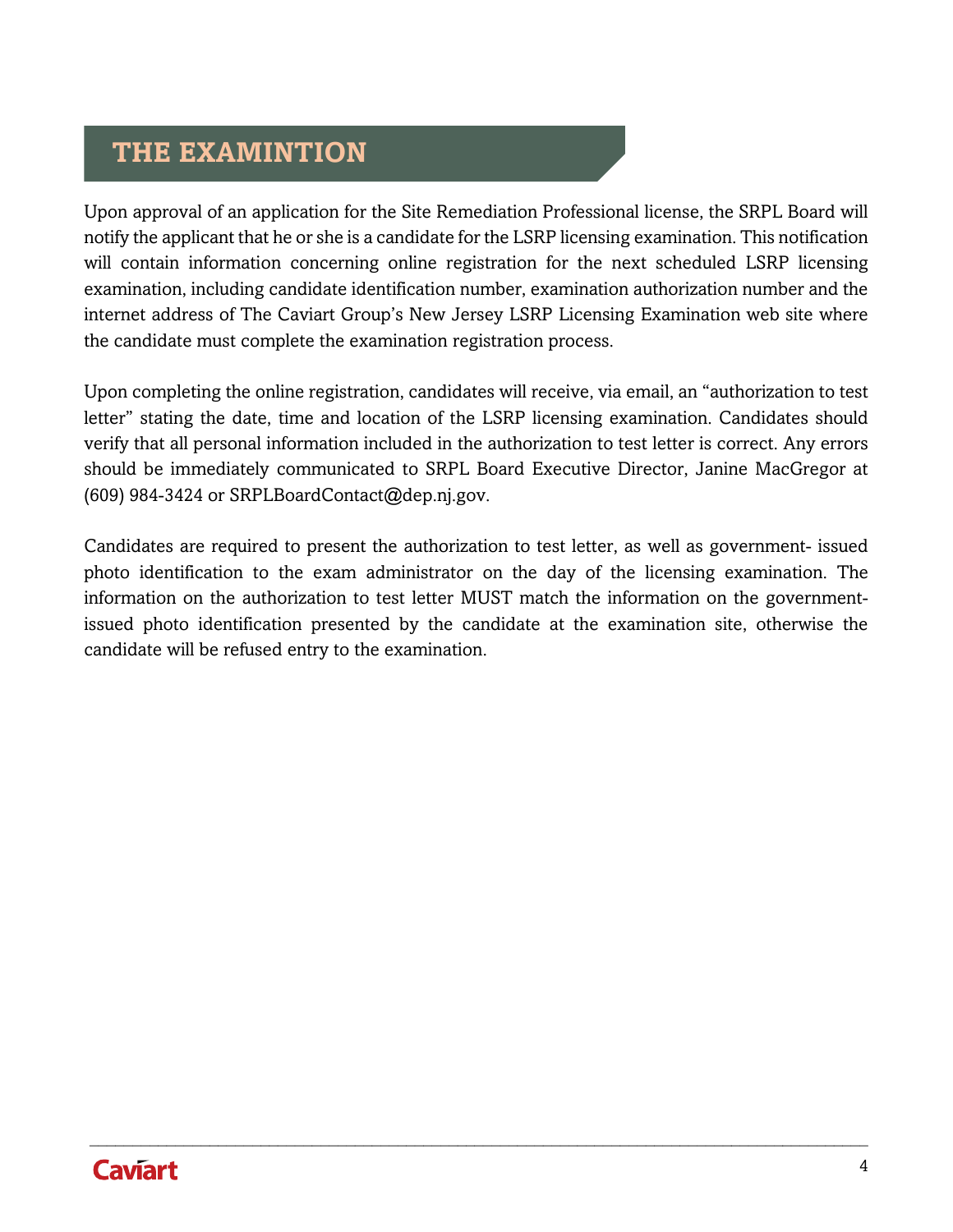## THE EXAMINTION

Upon approval of an application for the Site Remediation Professional license, the SRPL Board will notify the applicant that he or she is a candidate for the LSRP licensing examination. This notification will contain information concerning online registration for the next scheduled LSRP licensing examination, including candidate identification number, examination authorization number and the internet address of The Caviart Group's New Jersey LSRP Licensing Examination web site where the candidate must complete the examination registration process.

Upon completing the online registration, candidates will receive, via email, an "authorization to test letter" stating the date, time and location of the LSRP licensing examination. Candidates should verify that all personal information included in the authorization to test letter is correct. Any errors should be immediately communicated to SRPL Board Executive Director, Janine MacGregor at (609) 984-3424 or SRPLBoardContact@dep.nj.gov.

Candidates are required to present the authorization to test letter, as well as government- issued photo identification to the exam administrator on the day of the licensing examination. The information on the authorization to test letter MUST match the information on the government-issued photo identification presented by the candidate at the examination site, otherwise the candidate will be refused entry to the examination.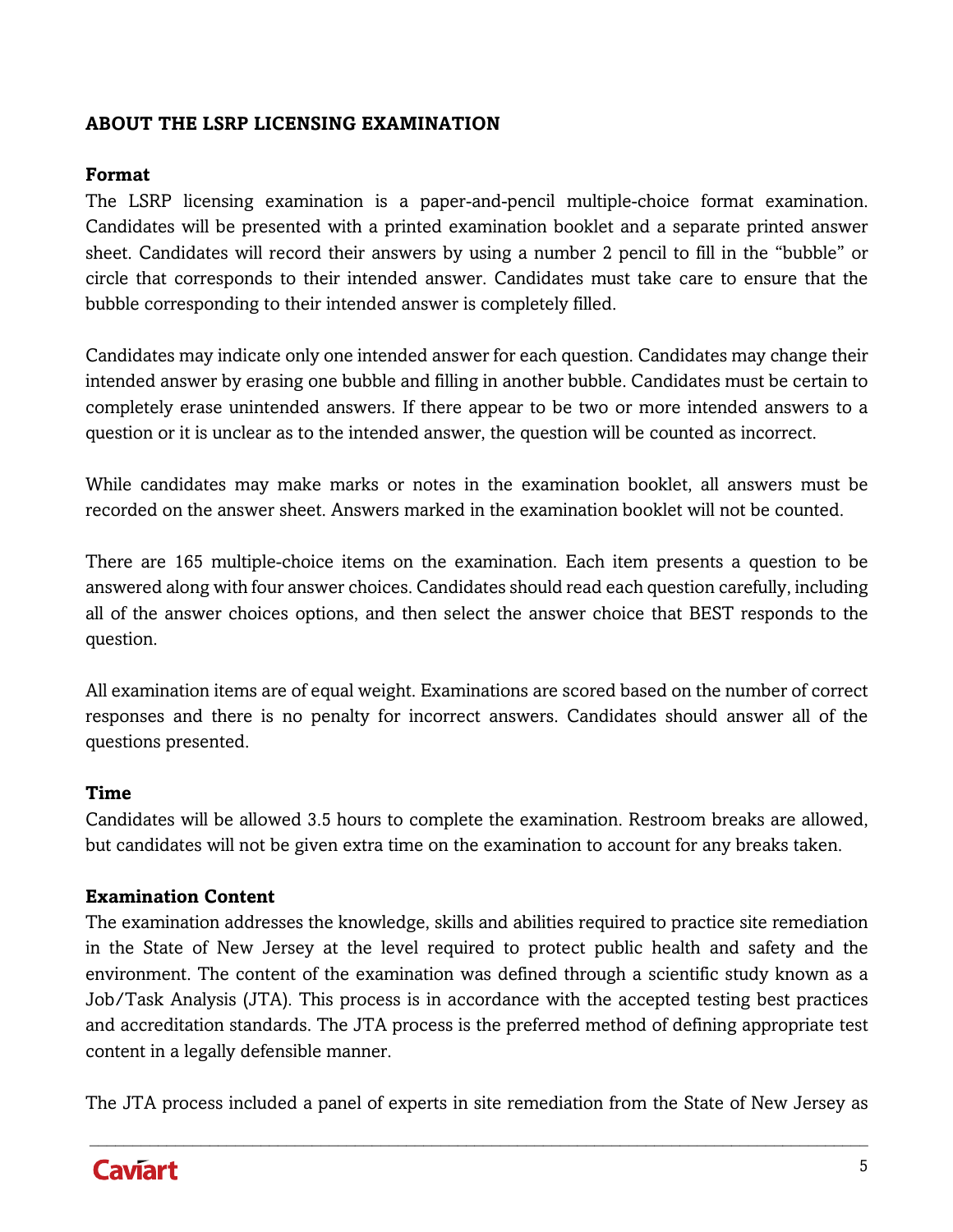## ABOUT THE LSRP LICENSING EXAMINATION

### Format

The LSRP licensing examination is a paper-and-pencil multiple-choice format examination. Candidates will be presented with a printed examination booklet and a separate printed answer sheet. Candidates will record their answers by using a number 2 pencil to fill in the "bubble" or circle that corresponds to their intended answer. Candidates must take care to ensure that the bubble corresponding to their intended answer is completely filled.

Candidates may indicate only one intended answer for each question. Candidates may change their intended answer by erasing one bubble and filling in another bubble. Candidates must be certain to completely erase unintended answers. If there appear to be two or more intended answers to a question or it is unclear as to the intended answer, the question will be counted as incorrect.

While candidates may make marks or notes in the examination booklet, all answers must be recorded on the answer sheet. Answers marked in the examination booklet will not be counted.

There are 165 multiple-choice items on the examination. Each item presents a question to be answered along with four answer choices. Candidates should read each question carefully, including all of the answer choices options, and then select the answer choice that BEST responds to the question.

All examination items are of equal weight. Examinations are scored based on the number of correct responses and there is no penalty for incorrect answers. Candidates should answer all of the questions presented.

### Time

Candidates will be allowed 3.5 hours to complete the examination. Restroom breaks are allowed, but candidates will not be given extra time on the examination to account for any breaks taken.

### Examination Content

The examination addresses the knowledge, skills and abilities required to practice site remediation in the State of New Jersey at the level required to protect public health and safety and the environment. The content of the examination was defined through a scientific study known as a Job/Task Analysis (JTA). This process is in accordance with the accepted testing best practices and accreditation standards. The JTA process is the preferred method of defining appropriate test content in a legally defensible manner.

The JTA process included a panel of experts in site remediation from the State of New Jersey as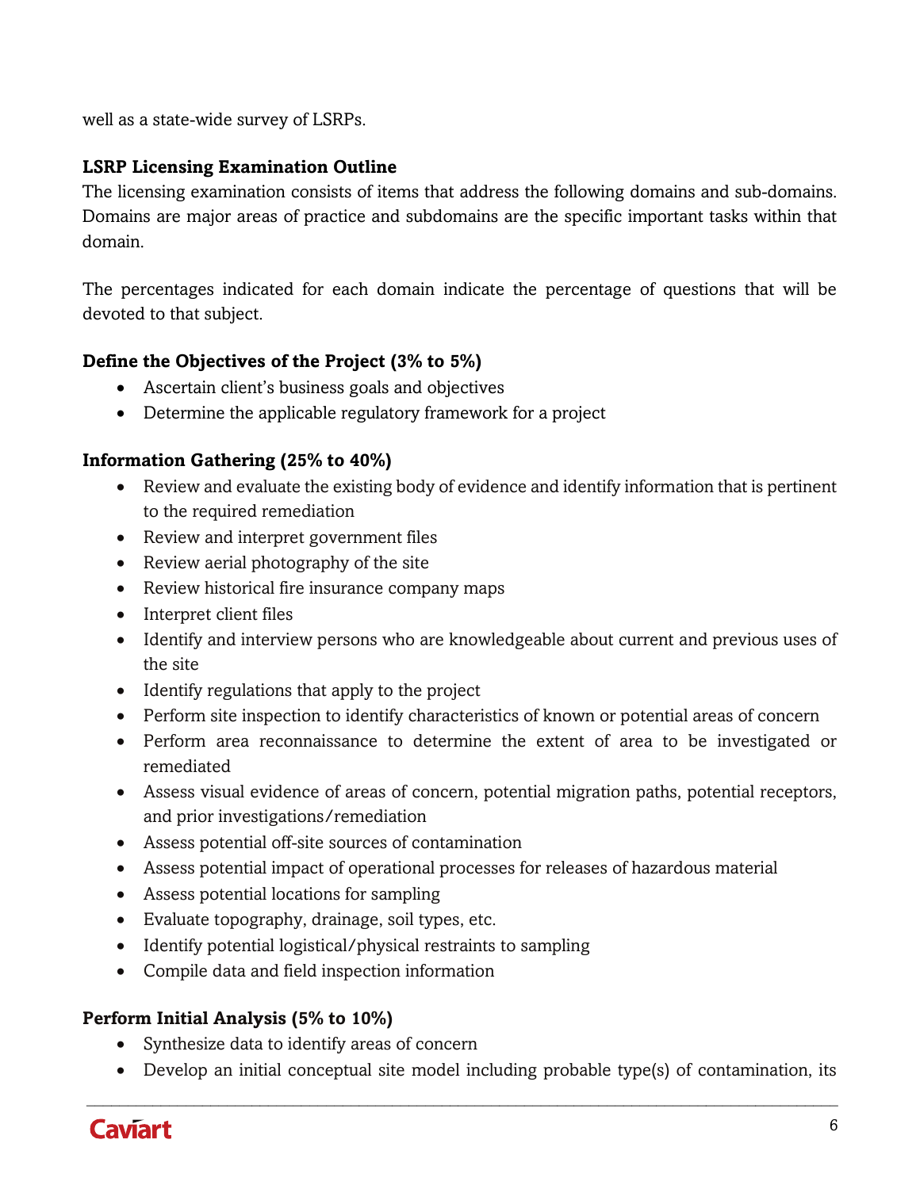well as a state-wide survey of LSRPs.

### LSRP Licensing Examination Outline

The licensing examination consists of items that address the following domains and sub-domains. Domains are major areas of practice and subdomains are the specific important tasks within that domain.

The percentages indicated for each domain indicate the percentage of questions that will be devoted to that subject.

### Define the Objectives of the Project (3% to 5%)

- Ascertain client's business goals and objectives
- Determine the applicable regulatory framework for a project

### Information Gathering (25% to 40%)

- Review and evaluate the existing body of evidence and identify information that is pertinent to the required remediation
- Review and interpret government files
- Review aerial photography of the site
- Review historical fire insurance company maps
- Interpret client files
- Identify and interview persons who are knowledgeable about current and previous uses of the site
- Identify regulations that apply to the project
- Perform site inspection to identify characteristics of known or potential areas of concern
- Perform area reconnaissance to determine the extent of area to be investigated or remediated
- Assess visual evidence of areas of concern, potential migration paths, potential receptors, and prior investigations/remediation
- Assess potential off-site sources of contamination
- Assess potential impact of operational processes for releases of hazardous material
- Assess potential locations for sampling
- Evaluate topography, drainage, soil types, etc.
- Identify potential logistical/physical restraints to sampling
- Compile data and field inspection information

### Perform Initial Analysis (5% to 10%)

- Synthesize data to identify areas of concern
- Develop an initial conceptual site model including probable type(s) of contamination, its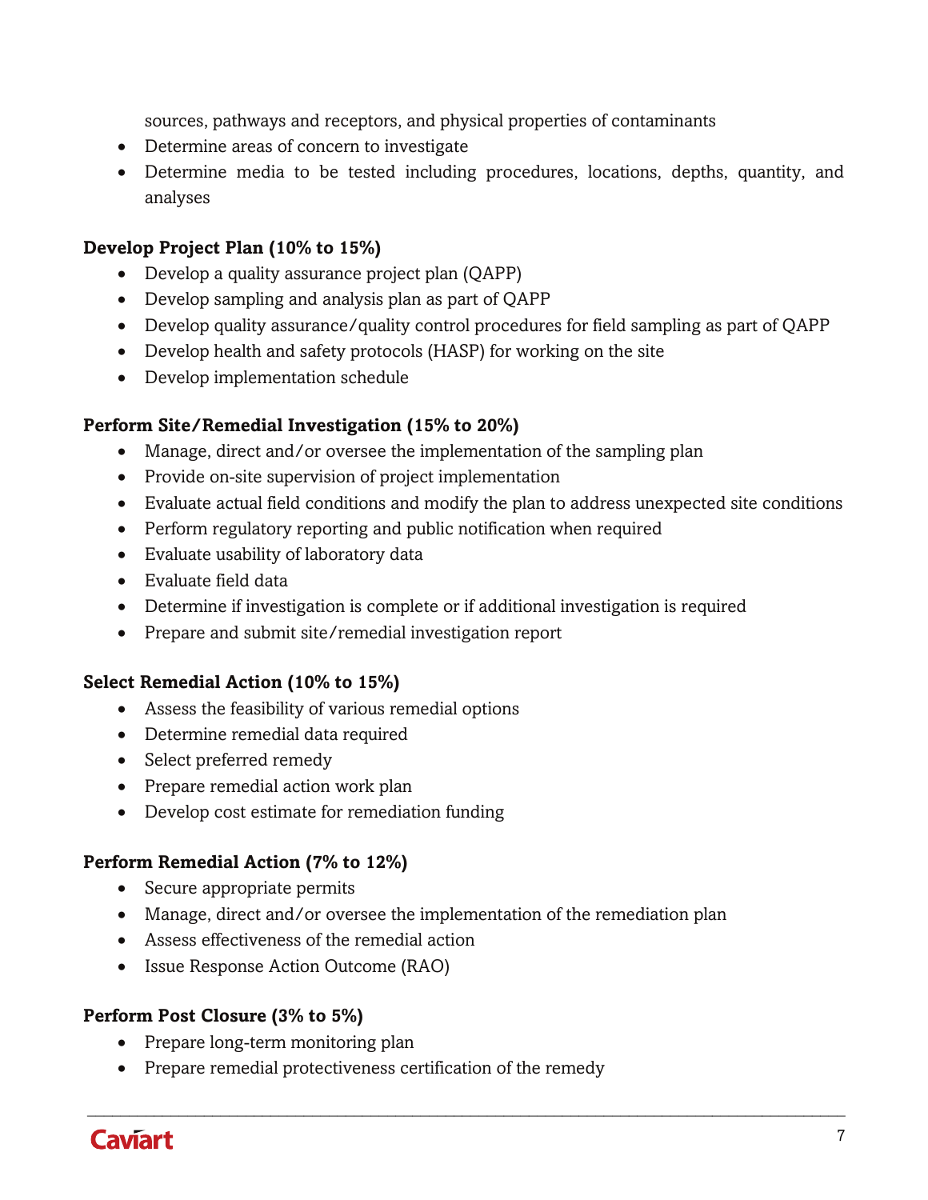sources, pathways and receptors, and physical properties of contaminants

- Determine areas of concern to investigate
- Determine media to be tested including procedures, locations, depths, quantity, and analyses

**Develop Project Plan (10% to 15%)**

- Develop a quality assurance project plan (QAPP)
- Develop sampling and analysis plan as part of QAPP
- Develop quality assurance/quality control procedures for field sampling as part of QAPP
- Develop health and safety protocols (HASP) for working on the site
- Develop implementation schedule

**Perform Site/Remedial Investigation (15% to 20%)**

- Manage, direct and/or oversee the implementation of the sampling plan
- Provide on-site supervision of project implementation
- Evaluate actual field conditions and modify the plan to address unexpected site conditions
- Perform regulatory reporting and public notification when required
- Evaluate usability of laboratory data
- Evaluate field data
- Determine if investigation is complete or if additional investigation is required
- Prepare and submit site/remedial investigation report

**Select Remedial Action (10% to 15%)**

- Assess the feasibility of various remedial options
- Determine remedial data required
- Select preferred remedy
- Prepare remedial action work plan
- Develop cost estimate for remediation funding

**Perform Remedial Action (7% to 12%)**

- Secure appropriate permits
- Manage, direct and/or oversee the implementation of the remediation plan
- Assess effectiveness of the remedial action
- Issue Response Action Outcome (RAO)

**Perform Post Closure (3% to 5%)**

- Prepare long-term monitoring plan
- Prepare remedial protectiveness certification of the remedy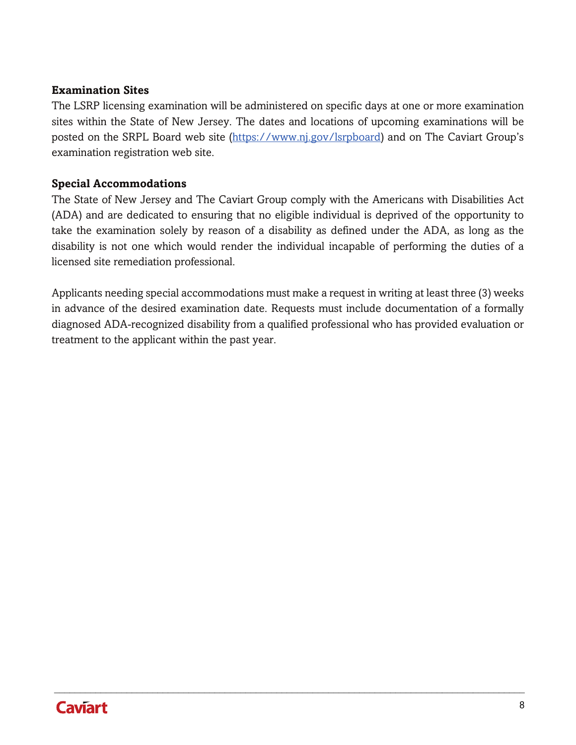### Examination Sites

The LSRP licensing examination will be administered on specific days at one or more examination sites within the State of New Jersey. The dates and locations of upcoming examinations will be posted on the SRPL Board web site (https://www.nj.gov/lsrpboard) and on The Caviart Group's examination registration web site.

### Special Accommodations

The State of New Jersey and The Caviart Group comply with the Americans with Disabilities Act (ADA) and are dedicated to ensuring that no eligible individual is deprived of the opportunity to take the examination solely by reason of a disability as defined under the ADA, as long as the disability is not one which would render the individual incapable of performing the duties of a licensed site remediation professional.

Applicants needing special accommodations must make a request in writing at least three (3) weeks in advance of the desired examination date. Requests must include documentation of a formally diagnosed ADA-recognized disability from a qualified professional who has provided evaluation or treatment to the applicant within the past year.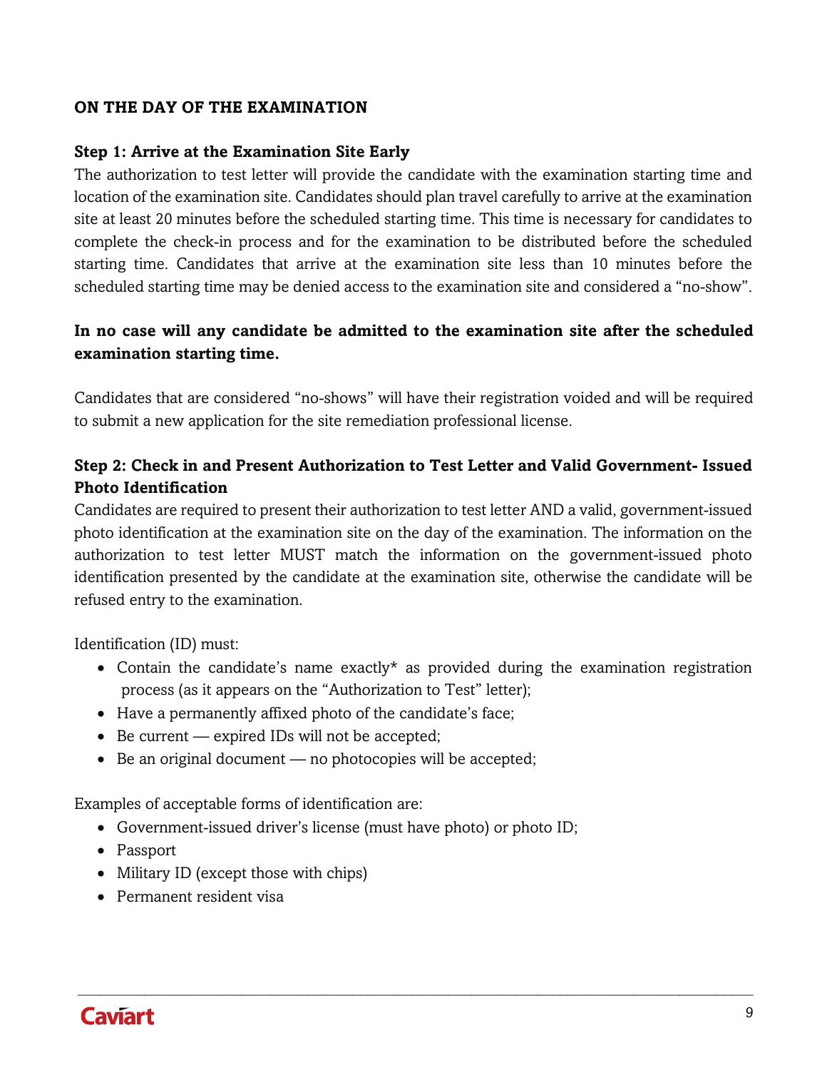## ON THE DAY OF THE EXAMINATION

### Step 1: Arrive at the Examination Site Early

The authorization to test letter will provide the candidate with the examination starting time and location of the examination site. Candidates should plan travel carefully to arrive at the examination site at least 20 minutes before the scheduled starting time. This time is necessary for candidates to complete the check-in process and for the examination to be distributed before the scheduled starting time. Candidates that arrive at the examination site less than 10 minutes before the scheduled starting time may be denied access to the examination site and considered a "no-show".

**In no case will any candidate be admitted to the examination site after the scheduled examination starting time.**

Candidates that are considered "no-shows" will have their registration voided and will be required to submit a new application for the site remediation professional license.

### Step 2: Check in and Present Authorization to Test Letter and Valid Government- Issued Photo Identification

Candidates are required to present their authorization to test letter AND a valid, government-issued photo identification at the examination site on the day of the examination. The information on the authorization to test letter MUST match the information on the government-issued photo identification presented by the candidate at the examination site, otherwise the candidate will be refused entry to the examination.

Identification (ID) must:

- Contain the candidate's name exactly* as provided during the examination registration process (as it appears on the "Authorization to Test" letter);
- Have a permanently affixed photo of the candidate's face;
- Be current — expired IDs will not be accepted;
- Be an original document — no photocopies will be accepted;

Examples of acceptable forms of identification are:

- Government-issued driver's license (must have photo) or photo ID;
- Passport
- Military ID (except those with chips)
- Permanent resident visa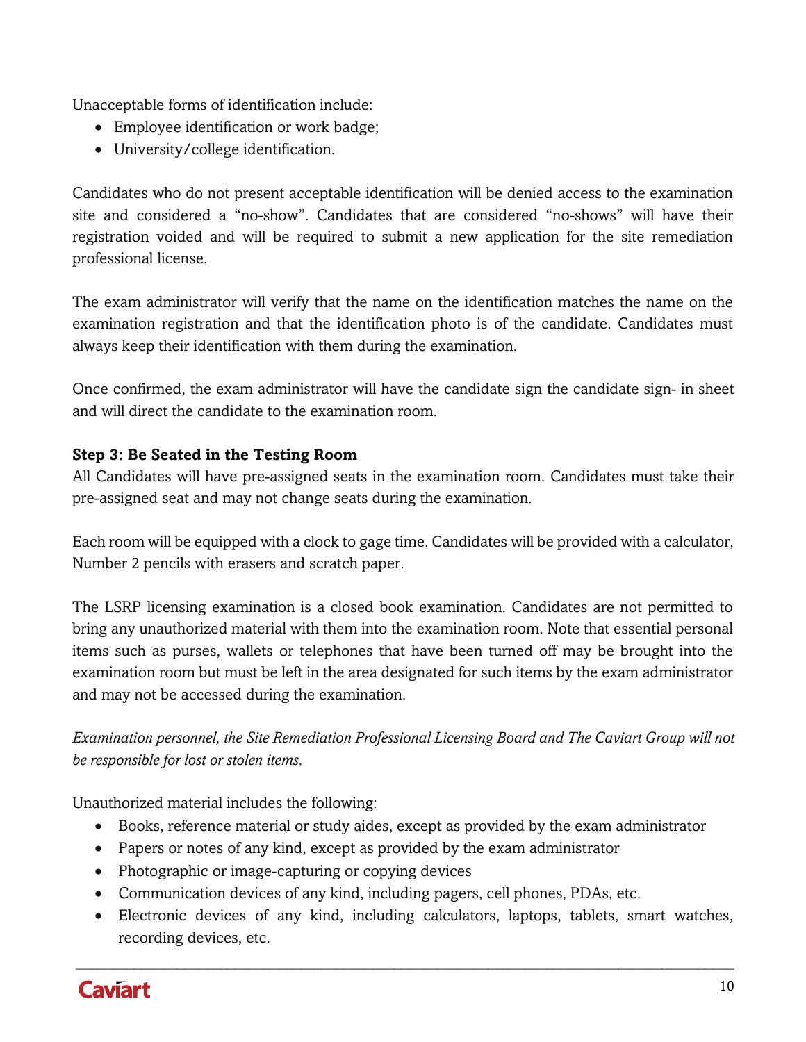Unacceptable forms of identification include:

- Employee identification or work badge;
- University/college identification.

Candidates who do not present acceptable identification will be denied access to the examination site and considered a "no-show". Candidates that are considered "no-shows" will have their registration voided and will be required to submit a new application for the site remediation professional license.

The exam administrator will verify that the name on the identification matches the name on the examination registration and that the identification photo is of the candidate. Candidates must always keep their identification with them during the examination.

Once confirmed, the exam administrator will have the candidate sign the candidate sign- in sheet and will direct the candidate to the examination room.

**Step 3: Be Seated in the Testing Room**

All Candidates will have pre-assigned seats in the examination room. Candidates must take their pre-assigned seat and may not change seats during the examination.

Each room will be equipped with a clock to gage time. Candidates will be provided with a calculator, Number 2 pencils with erasers and scratch paper.

The LSRP licensing examination is a closed book examination. Candidates are not permitted to bring any unauthorized material with them into the examination room. Note that essential personal items such as purses, wallets or telephones that have been turned off may be brought into the examination room but must be left in the area designated for such items by the exam administrator and may not be accessed during the examination.

*Examination personnel, the Site Remediation Professional Licensing Board and The Caviart Group will not be responsible for lost or stolen items.*

Unauthorized material includes the following:

- Books, reference material or study aides, except as provided by the exam administrator
- Papers or notes of any kind, except as provided by the exam administrator
- Photographic or image-capturing or copying devices
- Communication devices of any kind, including pagers, cell phones, PDAs, etc.
- Electronic devices of any kind, including calculators, laptops, tablets, smart watches, recording devices, etc.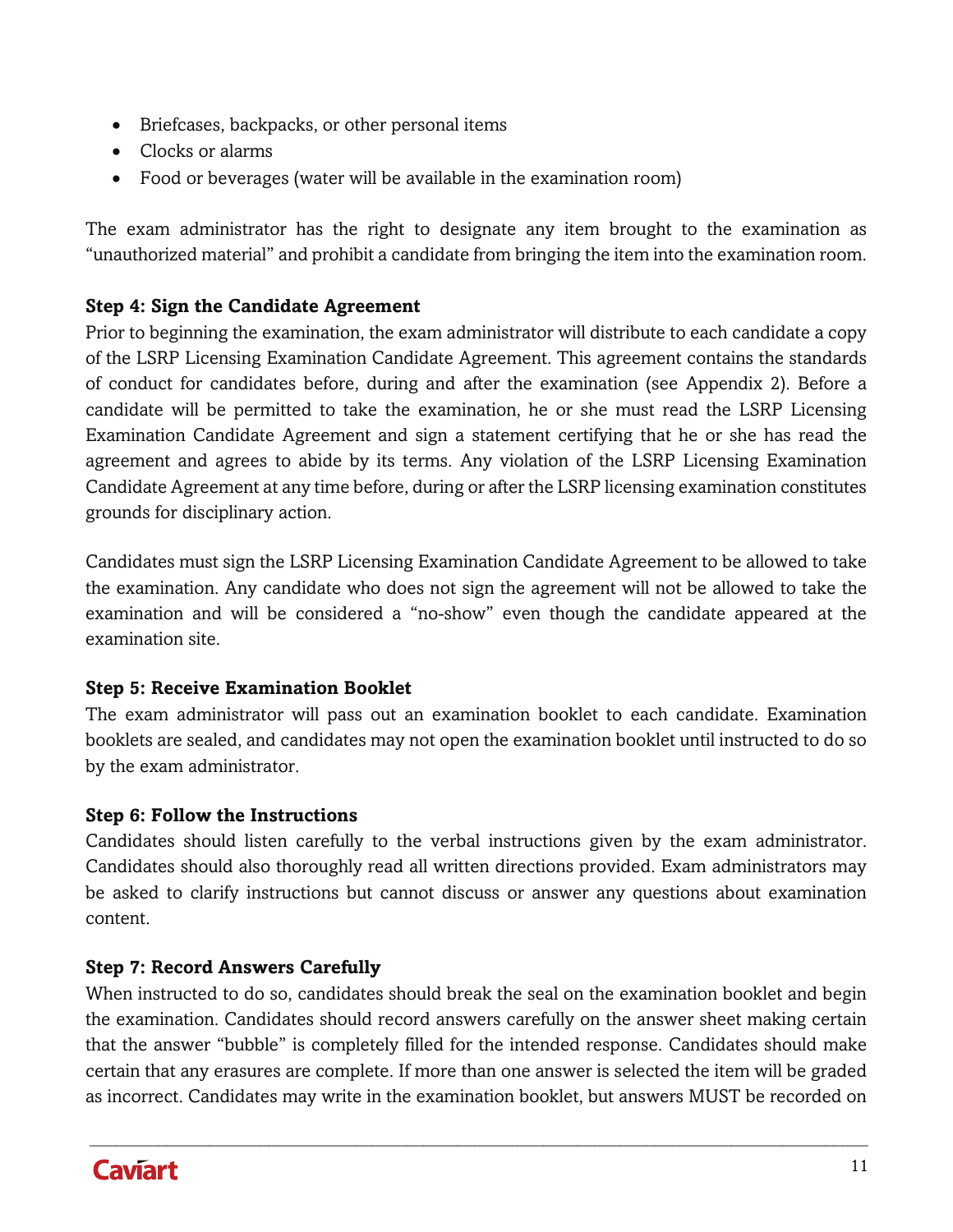- Briefcases, backpacks, or other personal items
- Clocks or alarms
- Food or beverages (water will be available in the examination room)

The exam administrator has the right to designate any item brought to the examination as "unauthorized material" and prohibit a candidate from bringing the item into the examination room.

**Step 4: Sign the Candidate Agreement**

Prior to beginning the examination, the exam administrator will distribute to each candidate a copy of the LSRP Licensing Examination Candidate Agreement. This agreement contains the standards of conduct for candidates before, during and after the examination (see Appendix 2). Before a candidate will be permitted to take the examination, he or she must read the LSRP Licensing Examination Candidate Agreement and sign a statement certifying that he or she has read the agreement and agrees to abide by its terms. Any violation of the LSRP Licensing Examination Candidate Agreement at any time before, during or after the LSRP licensing examination constitutes grounds for disciplinary action.

Candidates must sign the LSRP Licensing Examination Candidate Agreement to be allowed to take the examination. Any candidate who does not sign the agreement will not be allowed to take the examination and will be considered a "no-show" even though the candidate appeared at the examination site.

**Step 5: Receive Examination Booklet**

The exam administrator will pass out an examination booklet to each candidate. Examination booklets are sealed, and candidates may not open the examination booklet until instructed to do so by the exam administrator.

**Step 6: Follow the Instructions**

Candidates should listen carefully to the verbal instructions given by the exam administrator. Candidates should also thoroughly read all written directions provided. Exam administrators may be asked to clarify instructions but cannot discuss or answer any questions about examination content.

**Step 7: Record Answers Carefully**

When instructed to do so, candidates should break the seal on the examination booklet and begin the examination. Candidates should record answers carefully on the answer sheet making certain that the answer "bubble" is completely filled for the intended response. Candidates should make certain that any erasures are complete. If more than one answer is selected the item will be graded as incorrect. Candidates may write in the examination booklet, but answers MUST be recorded on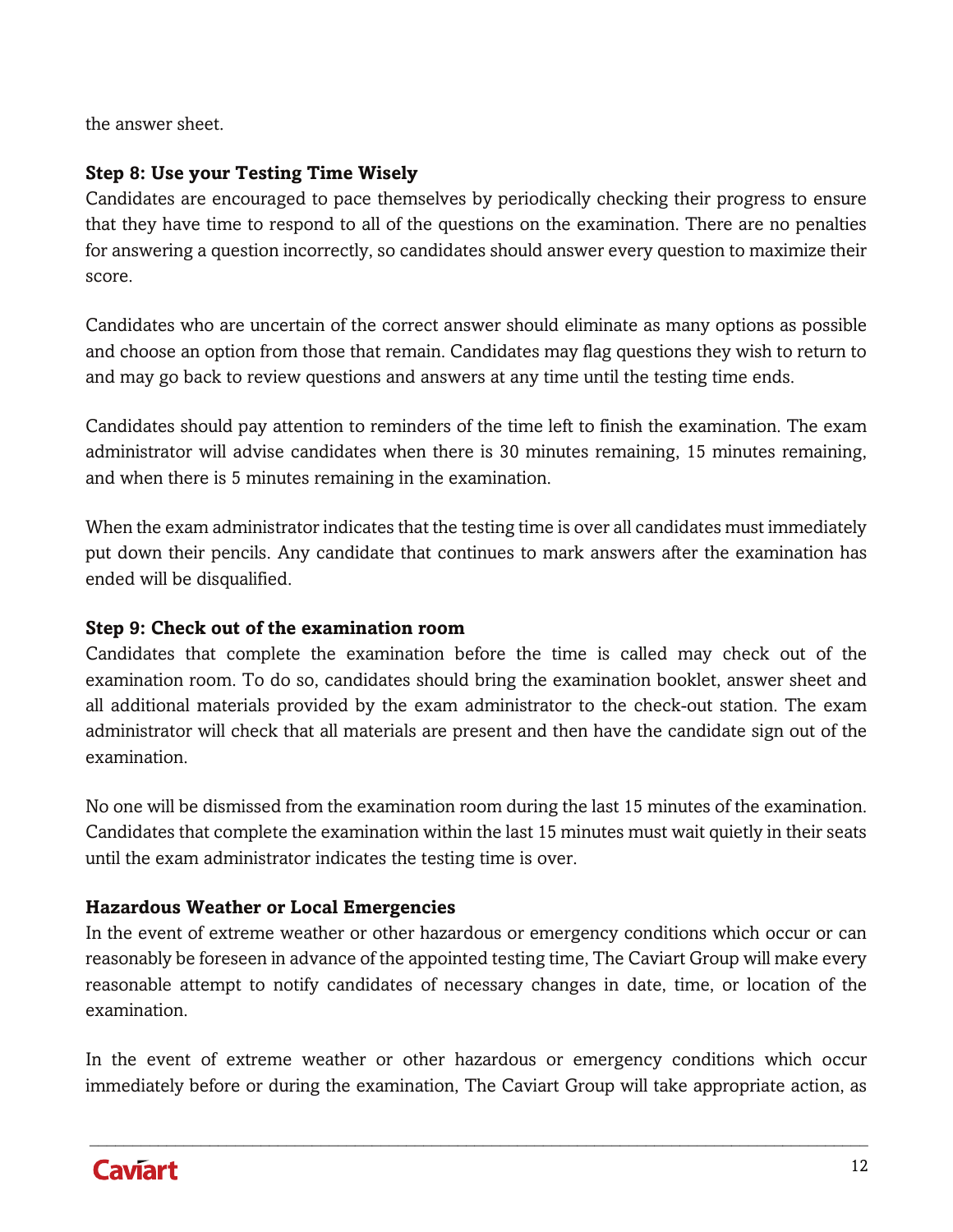the answer sheet.

**Step 8: Use your Testing Time Wisely**

Candidates are encouraged to pace themselves by periodically checking their progress to ensure that they have time to respond to all of the questions on the examination. There are no penalties for answering a question incorrectly, so candidates should answer every question to maximize their score.

Candidates who are uncertain of the correct answer should eliminate as many options as possible and choose an option from those that remain. Candidates may flag questions they wish to return to and may go back to review questions and answers at any time until the testing time ends.

Candidates should pay attention to reminders of the time left to finish the examination. The exam administrator will advise candidates when there is 30 minutes remaining, 15 minutes remaining, and when there is 5 minutes remaining in the examination.

When the exam administrator indicates that the testing time is over all candidates must immediately put down their pencils. Any candidate that continues to mark answers after the examination has ended will be disqualified.

**Step 9: Check out of the examination room**

Candidates that complete the examination before the time is called may check out of the examination room. To do so, candidates should bring the examination booklet, answer sheet and all additional materials provided by the exam administrator to the check-out station. The exam administrator will check that all materials are present and then have the candidate sign out of the examination.

No one will be dismissed from the examination room during the last 15 minutes of the examination. Candidates that complete the examination within the last 15 minutes must wait quietly in their seats until the exam administrator indicates the testing time is over.

**Hazardous Weather or Local Emergencies**

In the event of extreme weather or other hazardous or emergency conditions which occur or can reasonably be foreseen in advance of the appointed testing time, The Caviart Group will make every reasonable attempt to notify candidates of necessary changes in date, time, or location of the examination.

In the event of extreme weather or other hazardous or emergency conditions which occur immediately before or during the examination, The Caviart Group will take appropriate action, as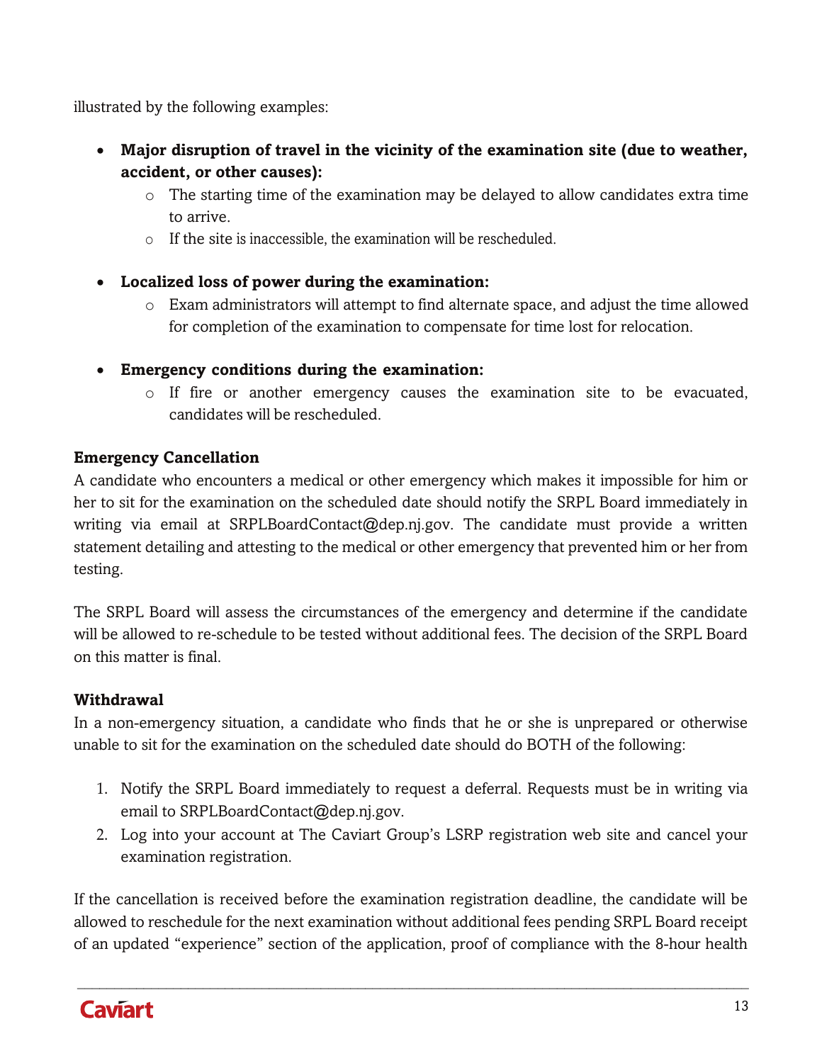illustrated by the following examples:

- **Major disruption of travel in the vicinity of the examination site (due to weather, accident, or other causes):**
  - The starting time of the examination may be delayed to allow candidates extra time to arrive.
  - If the site is inaccessible, the examination will be rescheduled.

- **Localized loss of power during the examination:**
  - Exam administrators will attempt to find alternate space, and adjust the time allowed for completion of the examination to compensate for time lost for relocation.

- **Emergency conditions during the examination:**
  - If fire or another emergency causes the examination site to be evacuated, candidates will be rescheduled.

**Emergency Cancellation**

A candidate who encounters a medical or other emergency which makes it impossible for him or her to sit for the examination on the scheduled date should notify the SRPL Board immediately in writing via email at SRPLBoardContact@dep.nj.gov. The candidate must provide a written statement detailing and attesting to the medical or other emergency that prevented him or her from testing.

The SRPL Board will assess the circumstances of the emergency and determine if the candidate will be allowed to re-schedule to be tested without additional fees. The decision of the SRPL Board on this matter is final.

**Withdrawal**

In a non-emergency situation, a candidate who finds that he or she is unprepared or otherwise unable to sit for the examination on the scheduled date should do BOTH of the following:

1. Notify the SRPL Board immediately to request a deferral. Requests must be in writing via email to SRPLBoardContact@dep.nj.gov.
2. Log into your account at The Caviart Group's LSRP registration web site and cancel your examination registration.

If the cancellation is received before the examination registration deadline, the candidate will be allowed to reschedule for the next examination without additional fees pending SRPL Board receipt of an updated "experience" section of the application, proof of compliance with the 8-hour health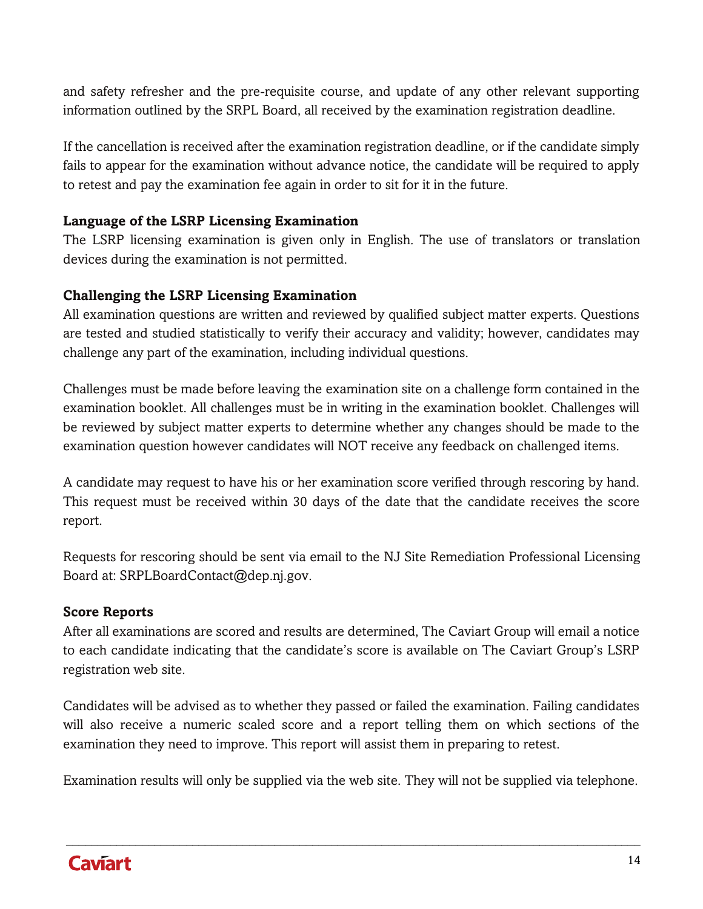and safety refresher and the pre-requisite course, and update of any other relevant supporting information outlined by the SRPL Board, all received by the examination registration deadline.

If the cancellation is received after the examination registration deadline, or if the candidate simply fails to appear for the examination without advance notice, the candidate will be required to apply to retest and pay the examination fee again in order to sit for it in the future.

**Language of the LSRP Licensing Examination**

The LSRP licensing examination is given only in English. The use of translators or translation devices during the examination is not permitted.

**Challenging the LSRP Licensing Examination**

All examination questions are written and reviewed by qualified subject matter experts. Questions are tested and studied statistically to verify their accuracy and validity; however, candidates may challenge any part of the examination, including individual questions.

Challenges must be made before leaving the examination site on a challenge form contained in the examination booklet. All challenges must be in writing in the examination booklet. Challenges will be reviewed by subject matter experts to determine whether any changes should be made to the examination question however candidates will NOT receive any feedback on challenged items.

A candidate may request to have his or her examination score verified through rescoring by hand. This request must be received within 30 days of the date that the candidate receives the score report.

Requests for rescoring should be sent via email to the NJ Site Remediation Professional Licensing Board at: SRPLBoardContact@dep.nj.gov.

**Score Reports**

After all examinations are scored and results are determined, The Caviart Group will email a notice to each candidate indicating that the candidate's score is available on The Caviart Group's LSRP registration web site.

Candidates will be advised as to whether they passed or failed the examination. Failing candidates will also receive a numeric scaled score and a report telling them on which sections of the examination they need to improve. This report will assist them in preparing to retest.

Examination results will only be supplied via the web site. They will not be supplied via telephone.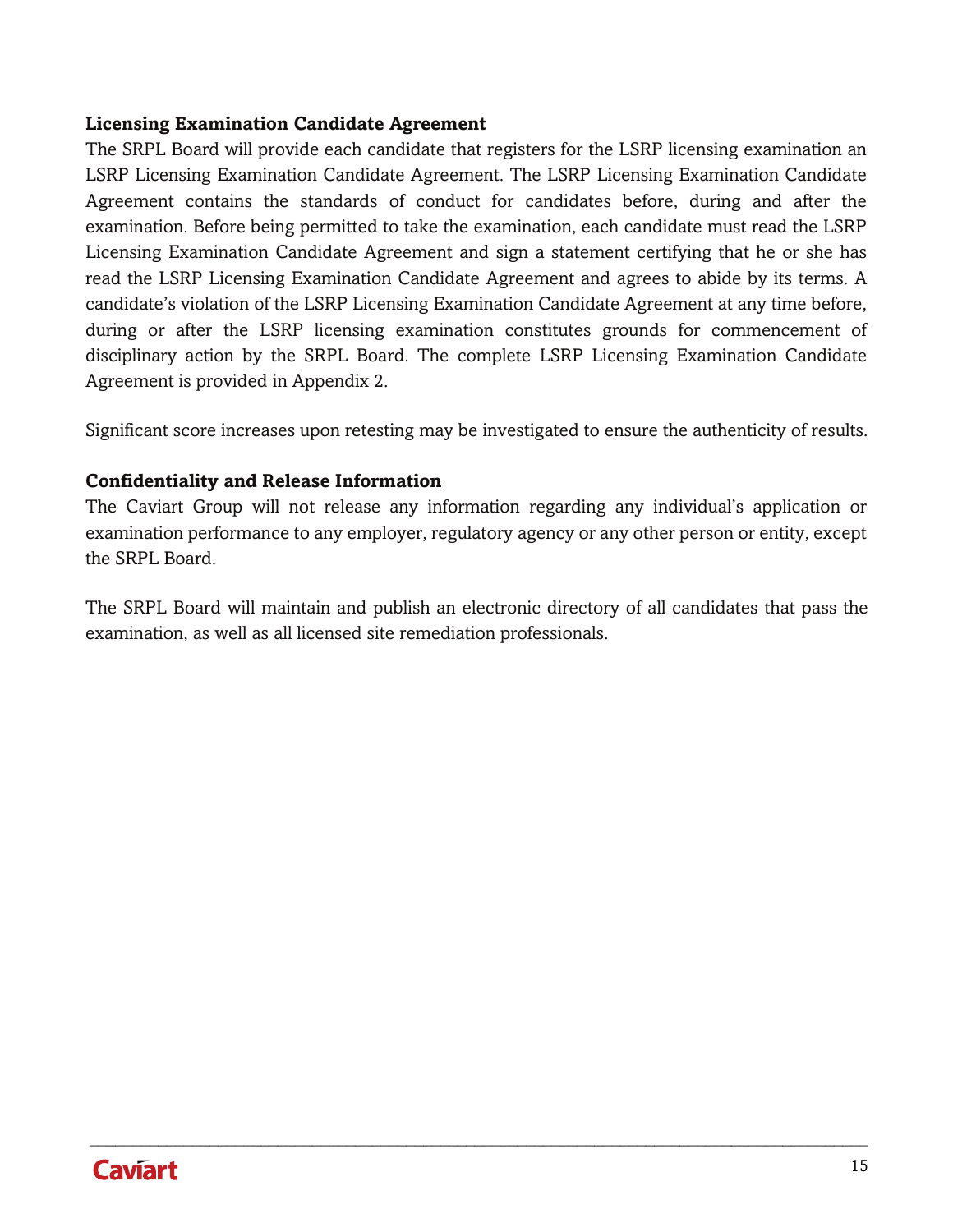### Licensing Examination Candidate Agreement

The SRPL Board will provide each candidate that registers for the LSRP licensing examination an LSRP Licensing Examination Candidate Agreement. The LSRP Licensing Examination Candidate Agreement contains the standards of conduct for candidates before, during and after the examination. Before being permitted to take the examination, each candidate must read the LSRP Licensing Examination Candidate Agreement and sign a statement certifying that he or she has read the LSRP Licensing Examination Candidate Agreement and agrees to abide by its terms. A candidate's violation of the LSRP Licensing Examination Candidate Agreement at any time before, during or after the LSRP licensing examination constitutes grounds for commencement of disciplinary action by the SRPL Board. The complete LSRP Licensing Examination Candidate Agreement is provided in Appendix 2.

Significant score increases upon retesting may be investigated to ensure the authenticity of results.

### Confidentiality and Release Information

The Caviart Group will not release any information regarding any individual's application or examination performance to any employer, regulatory agency or any other person or entity, except the SRPL Board.

The SRPL Board will maintain and publish an electronic directory of all candidates that pass the examination, as well as all licensed site remediation professionals.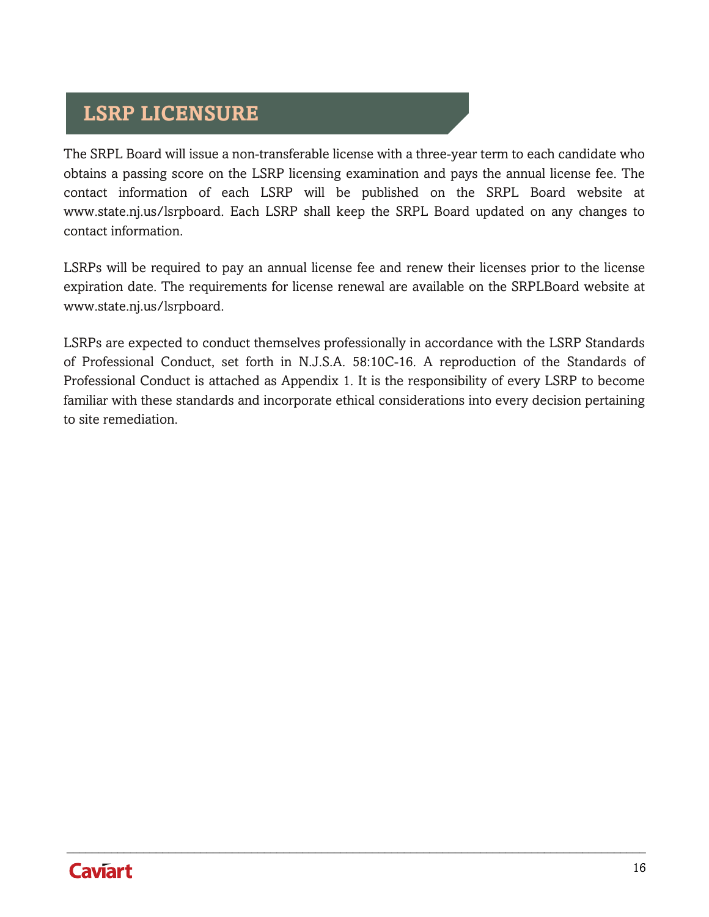## LSRP LICENSURE

The SRPL Board will issue a non-transferable license with a three-year term to each candidate who obtains a passing score on the LSRP licensing examination and pays the annual license fee. The contact information of each LSRP will be published on the SRPL Board website at www.state.nj.us/lsrpboard. Each LSRP shall keep the SRPL Board updated on any changes to contact information.

LSRPs will be required to pay an annual license fee and renew their licenses prior to the license expiration date. The requirements for license renewal are available on the SRPLBoard website at www.state.nj.us/lsrpboard.

LSRPs are expected to conduct themselves professionally in accordance with the LSRP Standards of Professional Conduct, set forth in N.J.S.A. 58:10C-16. A reproduction of the Standards of Professional Conduct is attached as Appendix 1. It is the responsibility of every LSRP to become familiar with these standards and incorporate ethical considerations into every decision pertaining to site remediation.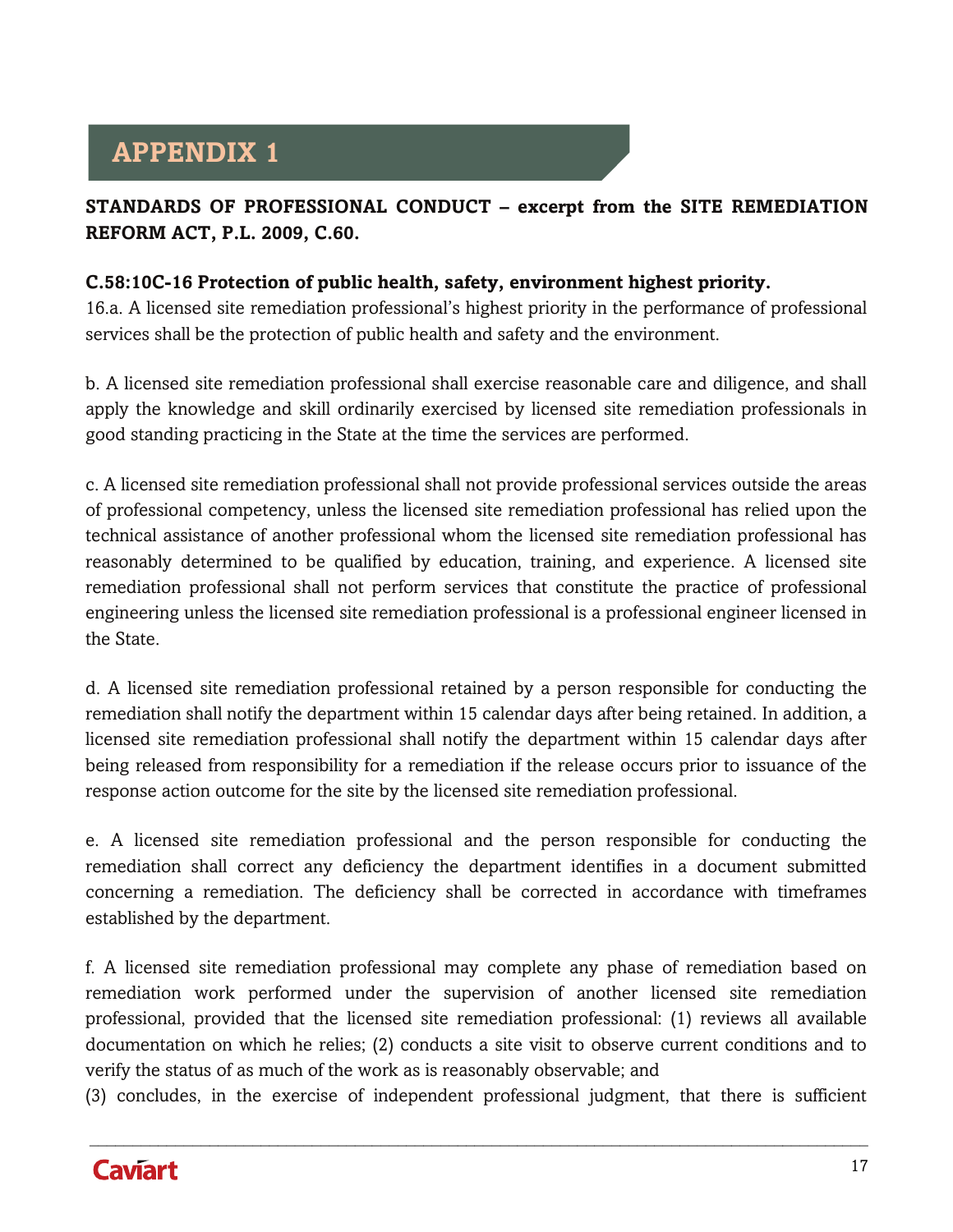# APPENDIX 1

**STANDARDS OF PROFESSIONAL CONDUCT – excerpt from the SITE REMEDIATION REFORM ACT, P.L. 2009, C.60.**

**C.58:10C-16 Protection of public health, safety, environment highest priority.**

16.a. A licensed site remediation professional's highest priority in the performance of professional services shall be the protection of public health and safety and the environment.

b. A licensed site remediation professional shall exercise reasonable care and diligence, and shall apply the knowledge and skill ordinarily exercised by licensed site remediation professionals in good standing practicing in the State at the time the services are performed.

c. A licensed site remediation professional shall not provide professional services outside the areas of professional competency, unless the licensed site remediation professional has relied upon the technical assistance of another professional whom the licensed site remediation professional has reasonably determined to be qualified by education, training, and experience. A licensed site remediation professional shall not perform services that constitute the practice of professional engineering unless the licensed site remediation professional is a professional engineer licensed in the State.

d. A licensed site remediation professional retained by a person responsible for conducting the remediation shall notify the department within 15 calendar days after being retained. In addition, a licensed site remediation professional shall notify the department within 15 calendar days after being released from responsibility for a remediation if the release occurs prior to issuance of the response action outcome for the site by the licensed site remediation professional.

e. A licensed site remediation professional and the person responsible for conducting the remediation shall correct any deficiency the department identifies in a document submitted concerning a remediation. The deficiency shall be corrected in accordance with timeframes established by the department.

f. A licensed site remediation professional may complete any phase of remediation based on remediation work performed under the supervision of another licensed site remediation professional, provided that the licensed site remediation professional: (1) reviews all available documentation on which he relies; (2) conducts a site visit to observe current conditions and to verify the status of as much of the work as is reasonably observable; and
(3) concludes, in the exercise of independent professional judgment, that there is sufficient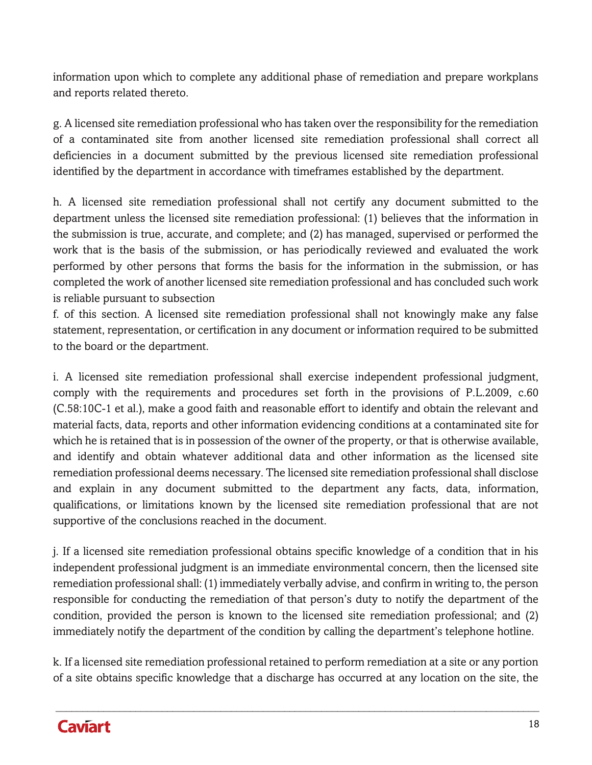information upon which to complete any additional phase of remediation and prepare workplans and reports related thereto.

g. A licensed site remediation professional who has taken over the responsibility for the remediation of a contaminated site from another licensed site remediation professional shall correct all deficiencies in a document submitted by the previous licensed site remediation professional identified by the department in accordance with timeframes established by the department.

h. A licensed site remediation professional shall not certify any document submitted to the department unless the licensed site remediation professional: (1) believes that the information in the submission is true, accurate, and complete; and (2) has managed, supervised or performed the work that is the basis of the submission, or has periodically reviewed and evaluated the work performed by other persons that forms the basis for the information in the submission, or has completed the work of another licensed site remediation professional and has concluded such work is reliable pursuant to subsection f. of this section. A licensed site remediation professional shall not knowingly make any false statement, representation, or certification in any document or information required to be submitted to the board or the department.

i. A licensed site remediation professional shall exercise independent professional judgment, comply with the requirements and procedures set forth in the provisions of P.L.2009, c.60 (C.58:10C-1 et al.), make a good faith and reasonable effort to identify and obtain the relevant and material facts, data, reports and other information evidencing conditions at a contaminated site for which he is retained that is in possession of the owner of the property, or that is otherwise available, and identify and obtain whatever additional data and other information as the licensed site remediation professional deems necessary. The licensed site remediation professional shall disclose and explain in any document submitted to the department any facts, data, information, qualifications, or limitations known by the licensed site remediation professional that are not supportive of the conclusions reached in the document.

j. If a licensed site remediation professional obtains specific knowledge of a condition that in his independent professional judgment is an immediate environmental concern, then the licensed site remediation professional shall: (1) immediately verbally advise, and confirm in writing to, the person responsible for conducting the remediation of that person's duty to notify the department of the condition, provided the person is known to the licensed site remediation professional; and (2) immediately notify the department of the condition by calling the department's telephone hotline.

k. If a licensed site remediation professional retained to perform remediation at a site or any portion of a site obtains specific knowledge that a discharge has occurred at any location on the site, the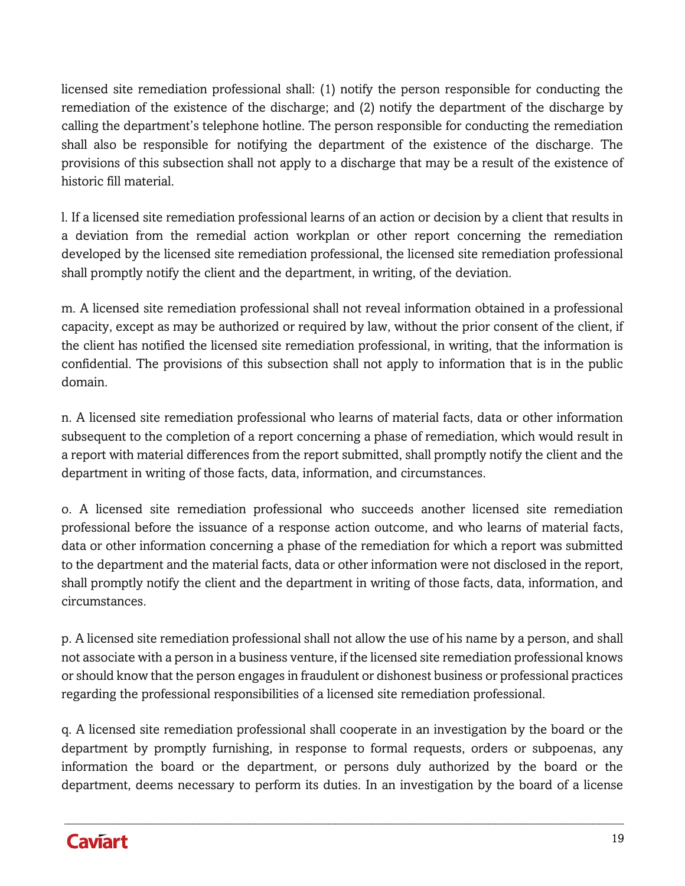licensed site remediation professional shall: (1) notify the person responsible for conducting the remediation of the existence of the discharge; and (2) notify the department of the discharge by calling the department's telephone hotline. The person responsible for conducting the remediation shall also be responsible for notifying the department of the existence of the discharge. The provisions of this subsection shall not apply to a discharge that may be a result of the existence of historic fill material.

l. If a licensed site remediation professional learns of an action or decision by a client that results in a deviation from the remedial action workplan or other report concerning the remediation developed by the licensed site remediation professional, the licensed site remediation professional shall promptly notify the client and the department, in writing, of the deviation.

m. A licensed site remediation professional shall not reveal information obtained in a professional capacity, except as may be authorized or required by law, without the prior consent of the client, if the client has notified the licensed site remediation professional, in writing, that the information is confidential. The provisions of this subsection shall not apply to information that is in the public domain.

n. A licensed site remediation professional who learns of material facts, data or other information subsequent to the completion of a report concerning a phase of remediation, which would result in a report with material differences from the report submitted, shall promptly notify the client and the department in writing of those facts, data, information, and circumstances.

o. A licensed site remediation professional who succeeds another licensed site remediation professional before the issuance of a response action outcome, and who learns of material facts, data or other information concerning a phase of the remediation for which a report was submitted to the department and the material facts, data or other information were not disclosed in the report, shall promptly notify the client and the department in writing of those facts, data, information, and circumstances.

p. A licensed site remediation professional shall not allow the use of his name by a person, and shall not associate with a person in a business venture, if the licensed site remediation professional knows or should know that the person engages in fraudulent or dishonest business or professional practices regarding the professional responsibilities of a licensed site remediation professional.

q. A licensed site remediation professional shall cooperate in an investigation by the board or the department by promptly furnishing, in response to formal requests, orders or subpoenas, any information the board or the department, or persons duly authorized by the board or the department, deems necessary to perform its duties. In an investigation by the board of a license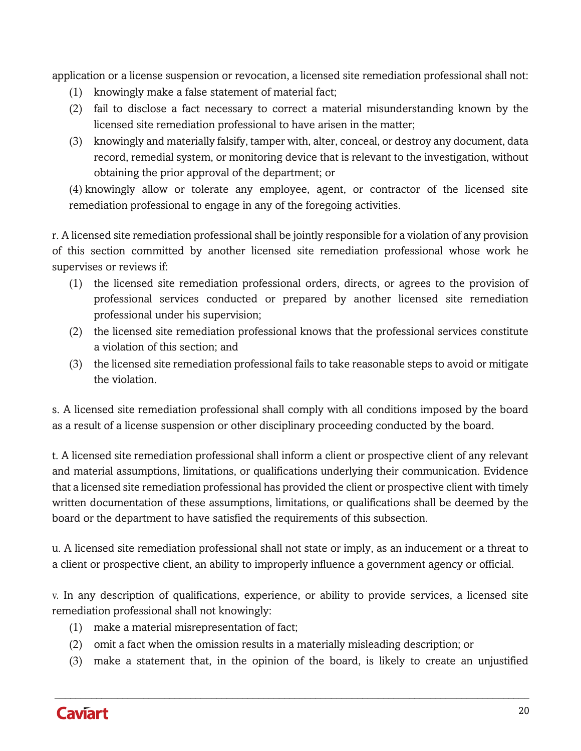application or a license suspension or revocation, a licensed site remediation professional shall not:

(1) knowingly make a false statement of material fact;

(2) fail to disclose a fact necessary to correct a material misunderstanding known by the licensed site remediation professional to have arisen in the matter;

(3) knowingly and materially falsify, tamper with, alter, conceal, or destroy any document, data record, remedial system, or monitoring device that is relevant to the investigation, without obtaining the prior approval of the department; or

(4) knowingly allow or tolerate any employee, agent, or contractor of the licensed site remediation professional to engage in any of the foregoing activities.

r. A licensed site remediation professional shall be jointly responsible for a violation of any provision of this section committed by another licensed site remediation professional whose work he supervises or reviews if:

(1) the licensed site remediation professional orders, directs, or agrees to the provision of professional services conducted or prepared by another licensed site remediation professional under his supervision;

(2) the licensed site remediation professional knows that the professional services constitute a violation of this section; and

(3) the licensed site remediation professional fails to take reasonable steps to avoid or mitigate the violation.

s. A licensed site remediation professional shall comply with all conditions imposed by the board as a result of a license suspension or other disciplinary proceeding conducted by the board.

t. A licensed site remediation professional shall inform a client or prospective client of any relevant and material assumptions, limitations, or qualifications underlying their communication. Evidence that a licensed site remediation professional has provided the client or prospective client with timely written documentation of these assumptions, limitations, or qualifications shall be deemed by the board or the department to have satisfied the requirements of this subsection.

u. A licensed site remediation professional shall not state or imply, as an inducement or a threat to a client or prospective client, an ability to improperly influence a government agency or official.

v. In any description of qualifications, experience, or ability to provide services, a licensed site remediation professional shall not knowingly:

(1) make a material misrepresentation of fact;

(2) omit a fact when the omission results in a materially misleading description; or

(3) make a statement that, in the opinion of the board, is likely to create an unjustified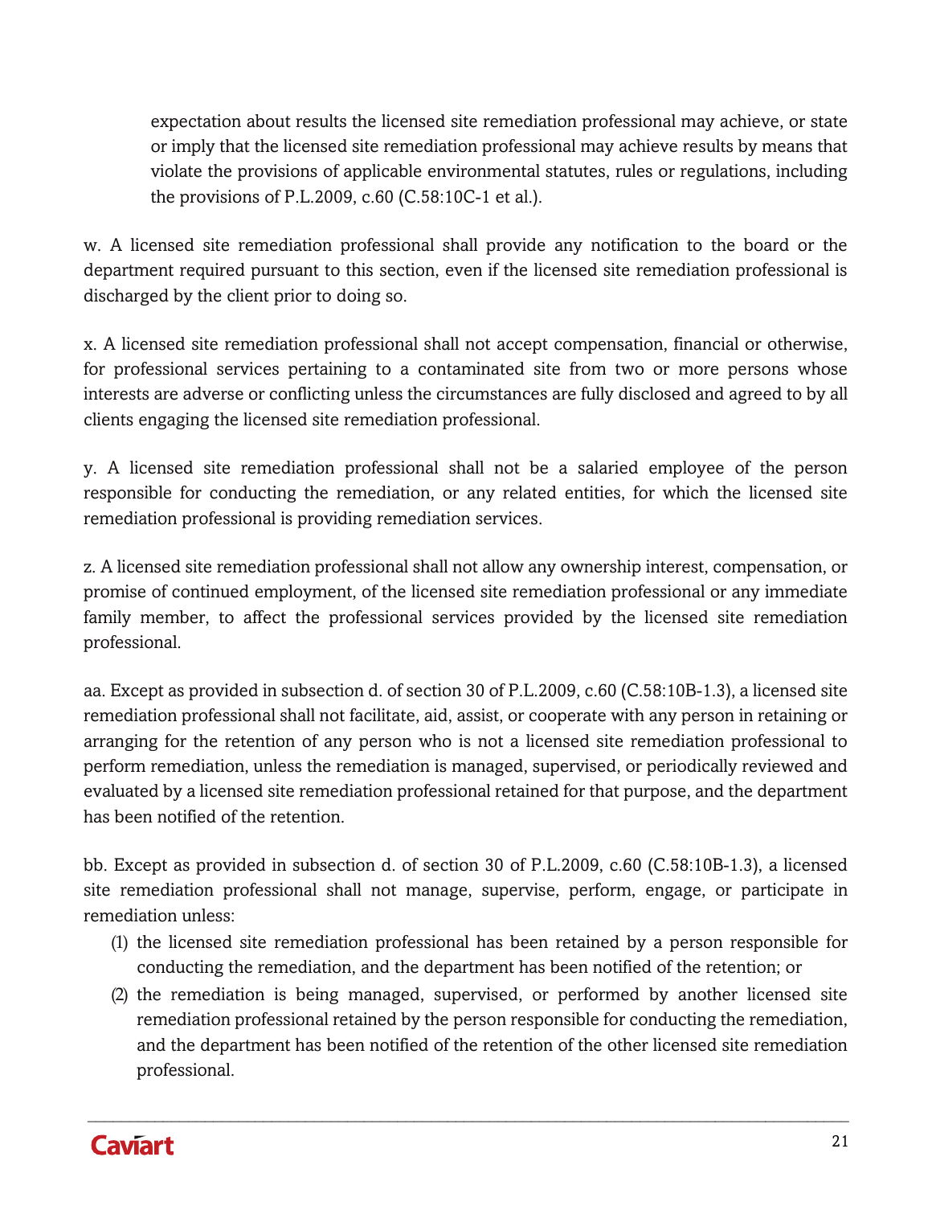expectation about results the licensed site remediation professional may achieve, or state or imply that the licensed site remediation professional may achieve results by means that violate the provisions of applicable environmental statutes, rules or regulations, including the provisions of P.L.2009, c.60 (C.58:10C-1 et al.).

w. A licensed site remediation professional shall provide any notification to the board or the department required pursuant to this section, even if the licensed site remediation professional is discharged by the client prior to doing so.

x. A licensed site remediation professional shall not accept compensation, financial or otherwise, for professional services pertaining to a contaminated site from two or more persons whose interests are adverse or conflicting unless the circumstances are fully disclosed and agreed to by all clients engaging the licensed site remediation professional.

y. A licensed site remediation professional shall not be a salaried employee of the person responsible for conducting the remediation, or any related entities, for which the licensed site remediation professional is providing remediation services.

z. A licensed site remediation professional shall not allow any ownership interest, compensation, or promise of continued employment, of the licensed site remediation professional or any immediate family member, to affect the professional services provided by the licensed site remediation professional.

aa. Except as provided in subsection d. of section 30 of P.L.2009, c.60 (C.58:10B-1.3), a licensed site remediation professional shall not facilitate, aid, assist, or cooperate with any person in retaining or arranging for the retention of any person who is not a licensed site remediation professional to perform remediation, unless the remediation is managed, supervised, or periodically reviewed and evaluated by a licensed site remediation professional retained for that purpose, and the department has been notified of the retention.

bb. Except as provided in subsection d. of section 30 of P.L.2009, c.60 (C.58:10B-1.3), a licensed site remediation professional shall not manage, supervise, perform, engage, or participate in remediation unless:

(1) the licensed site remediation professional has been retained by a person responsible for conducting the remediation, and the department has been notified of the retention; or

(2) the remediation is being managed, supervised, or performed by another licensed site remediation professional retained by the person responsible for conducting the remediation, and the department has been notified of the retention of the other licensed site remediation professional.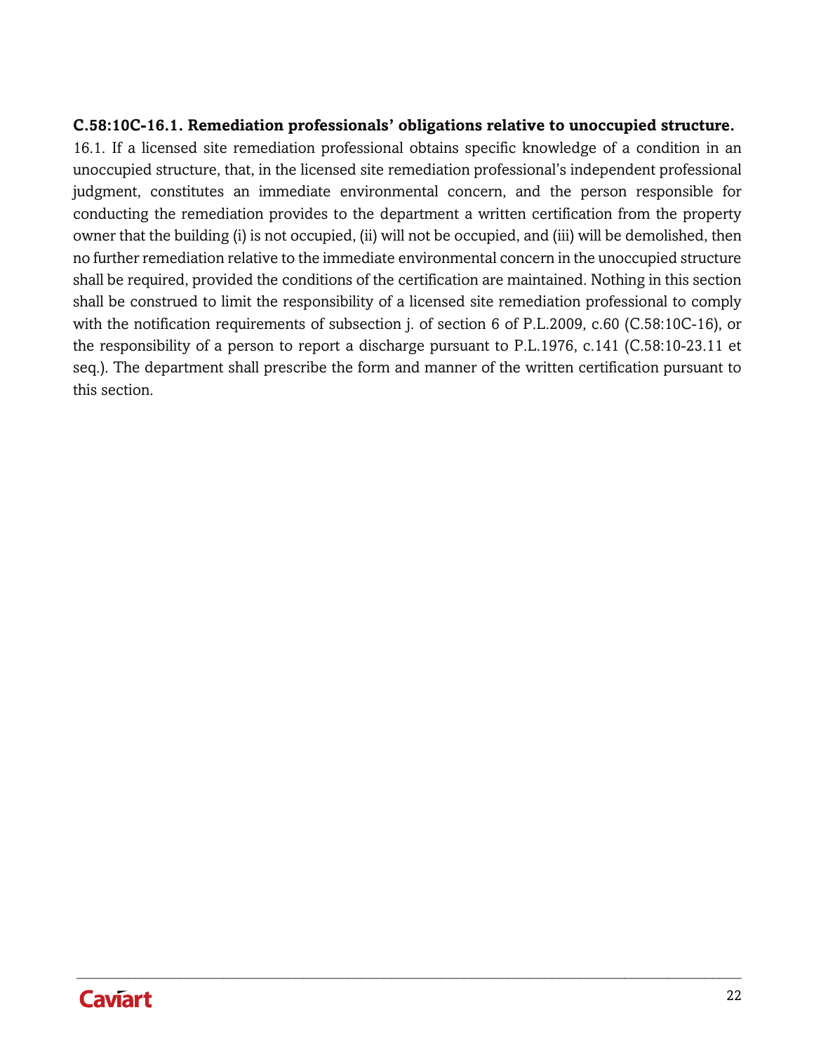**C.58:10C-16.1. Remediation professionals' obligations relative to unoccupied structure.**

16.1. If a licensed site remediation professional obtains specific knowledge of a condition in an unoccupied structure, that, in the licensed site remediation professional's independent professional judgment, constitutes an immediate environmental concern, and the person responsible for conducting the remediation provides to the department a written certification from the property owner that the building (i) is not occupied, (ii) will not be occupied, and (iii) will be demolished, then no further remediation relative to the immediate environmental concern in the unoccupied structure shall be required, provided the conditions of the certification are maintained. Nothing in this section shall be construed to limit the responsibility of a licensed site remediation professional to comply with the notification requirements of subsection j. of section 6 of P.L.2009, c.60 (C.58:10C-16), or the responsibility of a person to report a discharge pursuant to P.L.1976, c.141 (C.58:10-23.11 et seq.). The department shall prescribe the form and manner of the written certification pursuant to this section.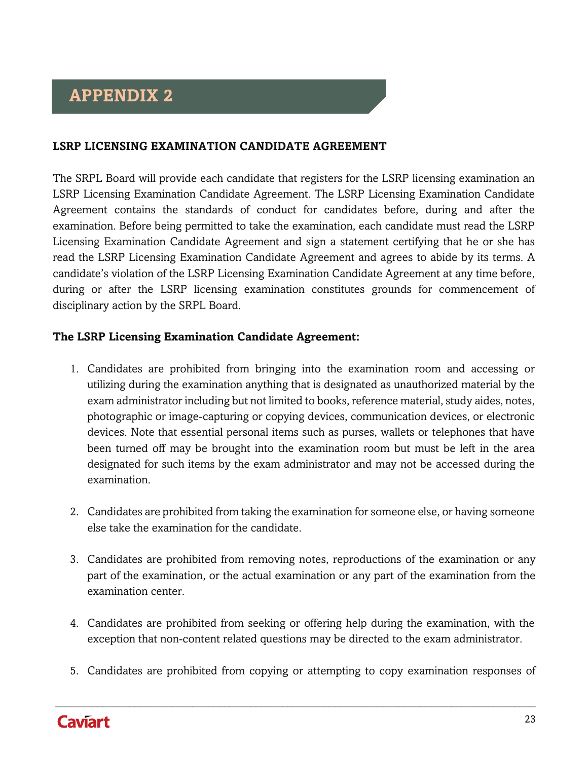# APPENDIX 2

**LSRP LICENSING EXAMINATION CANDIDATE AGREEMENT**

The SRPL Board will provide each candidate that registers for the LSRP licensing examination an LSRP Licensing Examination Candidate Agreement. The LSRP Licensing Examination Candidate Agreement contains the standards of conduct for candidates before, during and after the examination. Before being permitted to take the examination, each candidate must read the LSRP Licensing Examination Candidate Agreement and sign a statement certifying that he or she has read the LSRP Licensing Examination Candidate Agreement and agrees to abide by its terms. A candidate's violation of the LSRP Licensing Examination Candidate Agreement at any time before, during or after the LSRP licensing examination constitutes grounds for commencement of disciplinary action by the SRPL Board.

**The LSRP Licensing Examination Candidate Agreement:**

1. Candidates are prohibited from bringing into the examination room and accessing or utilizing during the examination anything that is designated as unauthorized material by the exam administrator including but not limited to books, reference material, study aides, notes, photographic or image-capturing or copying devices, communication devices, or electronic devices. Note that essential personal items such as purses, wallets or telephones that have been turned off may be brought into the examination room but must be left in the area designated for such items by the exam administrator and may not be accessed during the examination.

2. Candidates are prohibited from taking the examination for someone else, or having someone else take the examination for the candidate.

3. Candidates are prohibited from removing notes, reproductions of the examination or any part of the examination, or the actual examination or any part of the examination from the examination center.

4. Candidates are prohibited from seeking or offering help during the examination, with the exception that non-content related questions may be directed to the exam administrator.

5. Candidates are prohibited from copying or attempting to copy examination responses of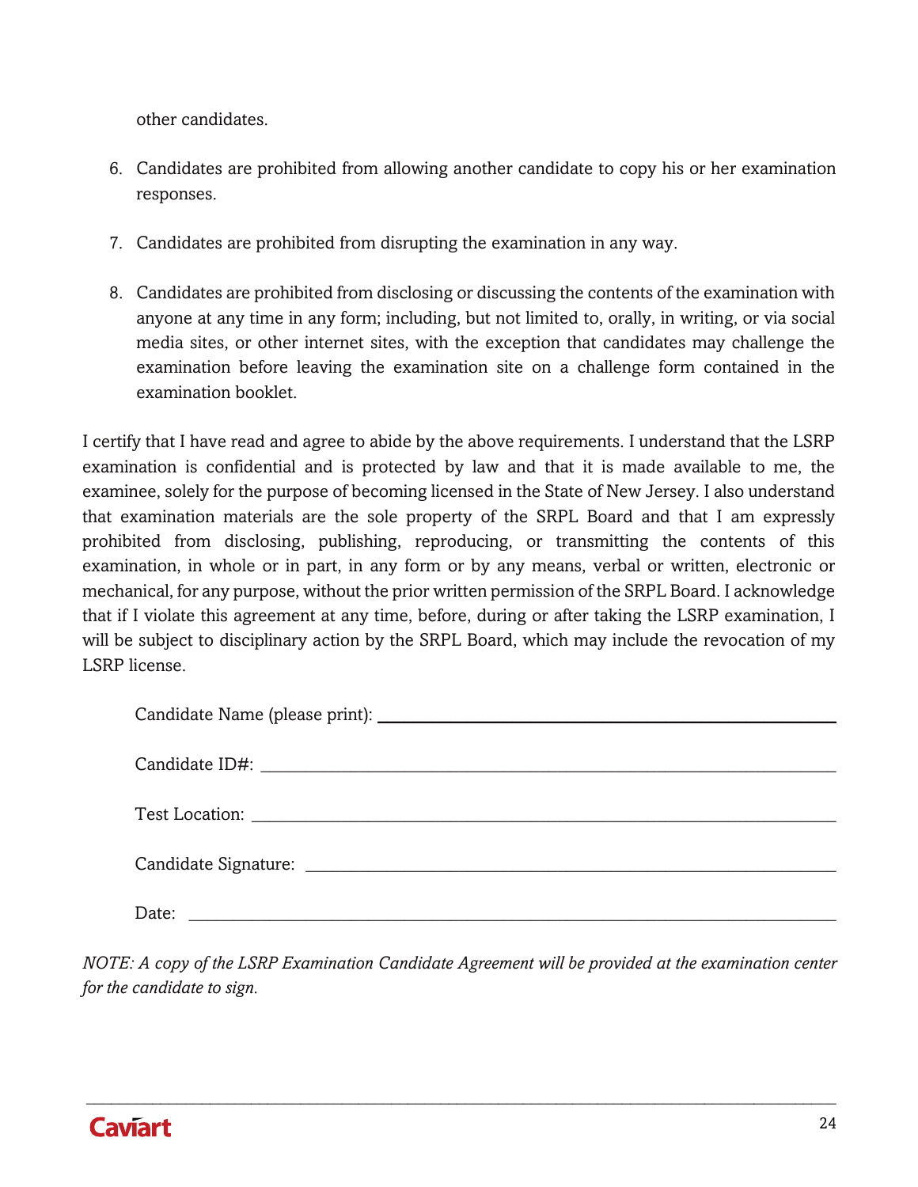other candidates.

6. Candidates are prohibited from allowing another candidate to copy his or her examination responses.

7. Candidates are prohibited from disrupting the examination in any way.

8. Candidates are prohibited from disclosing or discussing the contents of the examination with anyone at any time in any form; including, but not limited to, orally, in writing, or via social media sites, or other internet sites, with the exception that candidates may challenge the examination before leaving the examination site on a challenge form contained in the examination booklet.

I certify that I have read and agree to abide by the above requirements. I understand that the LSRP examination is confidential and is protected by law and that it is made available to me, the examinee, solely for the purpose of becoming licensed in the State of New Jersey. I also understand that examination materials are the sole property of the SRPL Board and that I am expressly prohibited from disclosing, publishing, reproducing, or transmitting the contents of this examination, in whole or in part, in any form or by any means, verbal or written, electronic or mechanical, for any purpose, without the prior written permission of the SRPL Board. I acknowledge that if I violate this agreement at any time, before, during or after taking the LSRP examination, I will be subject to disciplinary action by the SRPL Board, which may include the revocation of my LSRP license.

Candidate Name (please print): ______________________________

Candidate ID#: ______________________________

Test Location: ______________________________

Candidate Signature: ______________________________

Date: ______________________________

*NOTE: A copy of the LSRP Examination Candidate Agreement will be provided at the examination center for the candidate to sign.*